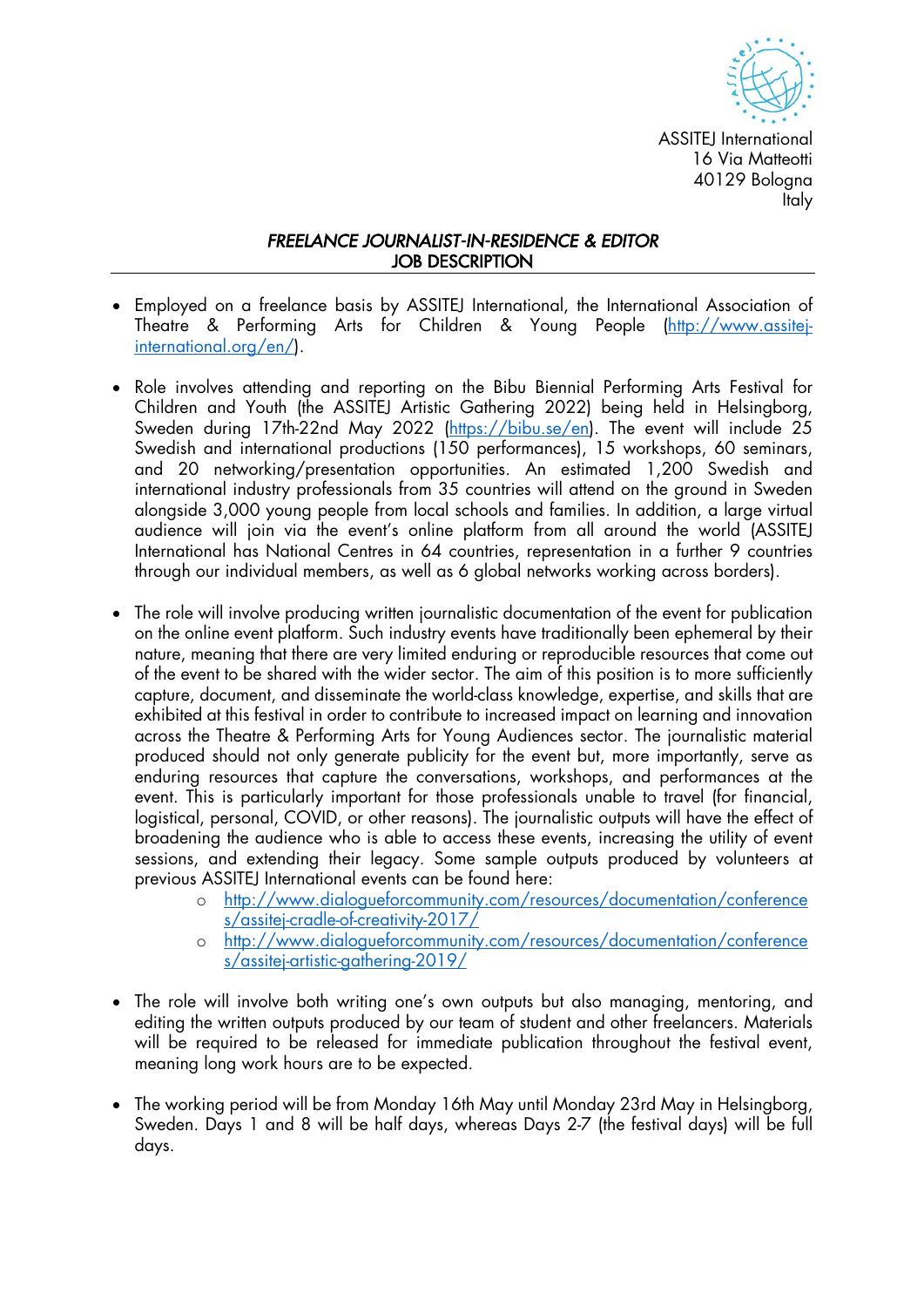ASSITEJ International
16 Via Matteotti
40129 Bologna
Italy

## *FREELANCE JOURNALIST-IN-RESIDENCE & EDITOR*
## JOB DESCRIPTION

- Employed on a freelance basis by ASSITEJ International, the International Association of Theatre & Performing Arts for Children & Young People (http://www.assitej-international.org/en/).

- Role involves attending and reporting on the Bibu Biennial Performing Arts Festival for Children and Youth (the ASSITEJ Artistic Gathering 2022) being held in Helsingborg, Sweden during 17th-22nd May 2022 (https://bibu.se/en). The event will include 25 Swedish and international productions (150 performances), 15 workshops, 60 seminars, and 20 networking/presentation opportunities. An estimated 1,200 Swedish and international industry professionals from 35 countries will attend on the ground in Sweden alongside 3,000 young people from local schools and families. In addition, a large virtual audience will join via the event's online platform from all around the world (ASSITEJ International has National Centres in 64 countries, representation in a further 9 countries through our individual members, as well as 6 global networks working across borders).

- The role will involve producing written journalistic documentation of the event for publication on the online event platform. Such industry events have traditionally been ephemeral by their nature, meaning that there are very limited enduring or reproducible resources that come out of the event to be shared with the wider sector. The aim of this position is to more sufficiently capture, document, and disseminate the world-class knowledge, expertise, and skills that are exhibited at this festival in order to contribute to increased impact on learning and innovation across the Theatre & Performing Arts for Young Audiences sector. The journalistic material produced should not only generate publicity for the event but, more importantly, serve as enduring resources that capture the conversations, workshops, and performances at the event. This is particularly important for those professionals unable to travel (for financial, logistical, personal, COVID, or other reasons). The journalistic outputs will have the effect of broadening the audience who is able to access these events, increasing the utility of event sessions, and extending their legacy. Some sample outputs produced by volunteers at previous ASSITEJ International events can be found here:
    - http://www.dialogueforcommunity.com/resources/documentation/conferences/assitej-cradle-of-creativity-2017/
    - http://www.dialogueforcommunity.com/resources/documentation/conferences/assitej-artistic-gathering-2019/

- The role will involve both writing one's own outputs but also managing, mentoring, and editing the written outputs produced by our team of student and other freelancers. Materials will be required to be released for immediate publication throughout the festival event, meaning long work hours are to be expected.

- The working period will be from Monday 16th May until Monday 23rd May in Helsingborg, Sweden. Days 1 and 8 will be half days, whereas Days 2-7 (the festival days) will be full days.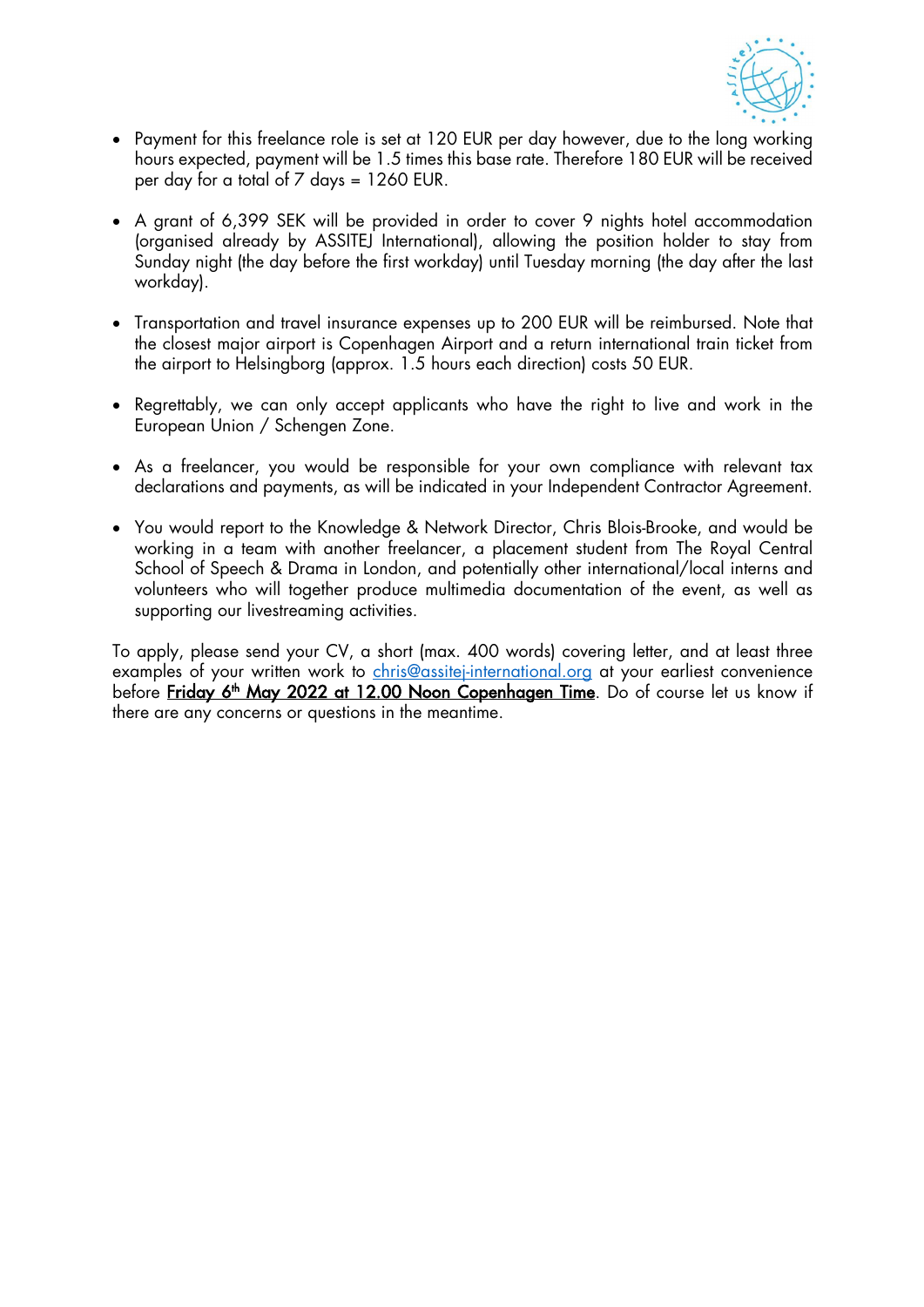- Payment for this freelance role is set at 120 EUR per day however, due to the long working hours expected, payment will be 1.5 times this base rate. Therefore 180 EUR will be received per day for a total of 7 days = 1260 EUR.

- A grant of 6,399 SEK will be provided in order to cover 9 nights hotel accommodation (organised already by ASSITEJ International), allowing the position holder to stay from Sunday night (the day before the first workday) until Tuesday morning (the day after the last workday).

- Transportation and travel insurance expenses up to 200 EUR will be reimbursed. Note that the closest major airport is Copenhagen Airport and a return international train ticket from the airport to Helsingborg (approx. 1.5 hours each direction) costs 50 EUR.

- Regrettably, we can only accept applicants who have the right to live and work in the European Union / Schengen Zone.

- As a freelancer, you would be responsible for your own compliance with relevant tax declarations and payments, as will be indicated in your Independent Contractor Agreement.

- You would report to the Knowledge & Network Director, Chris Blois-Brooke, and would be working in a team with another freelancer, a placement student from The Royal Central School of Speech & Drama in London, and potentially other international/local interns and volunteers who will together produce multimedia documentation of the event, as well as supporting our livestreaming activities.

To apply, please send your CV, a short (max. 400 words) covering letter, and at least three examples of your written work to chris@assitej-international.org at your earliest convenience before **Friday 6th May 2022 at 12.00 Noon Copenhagen Time**. Do of course let us know if there are any concerns or questions in the meantime.